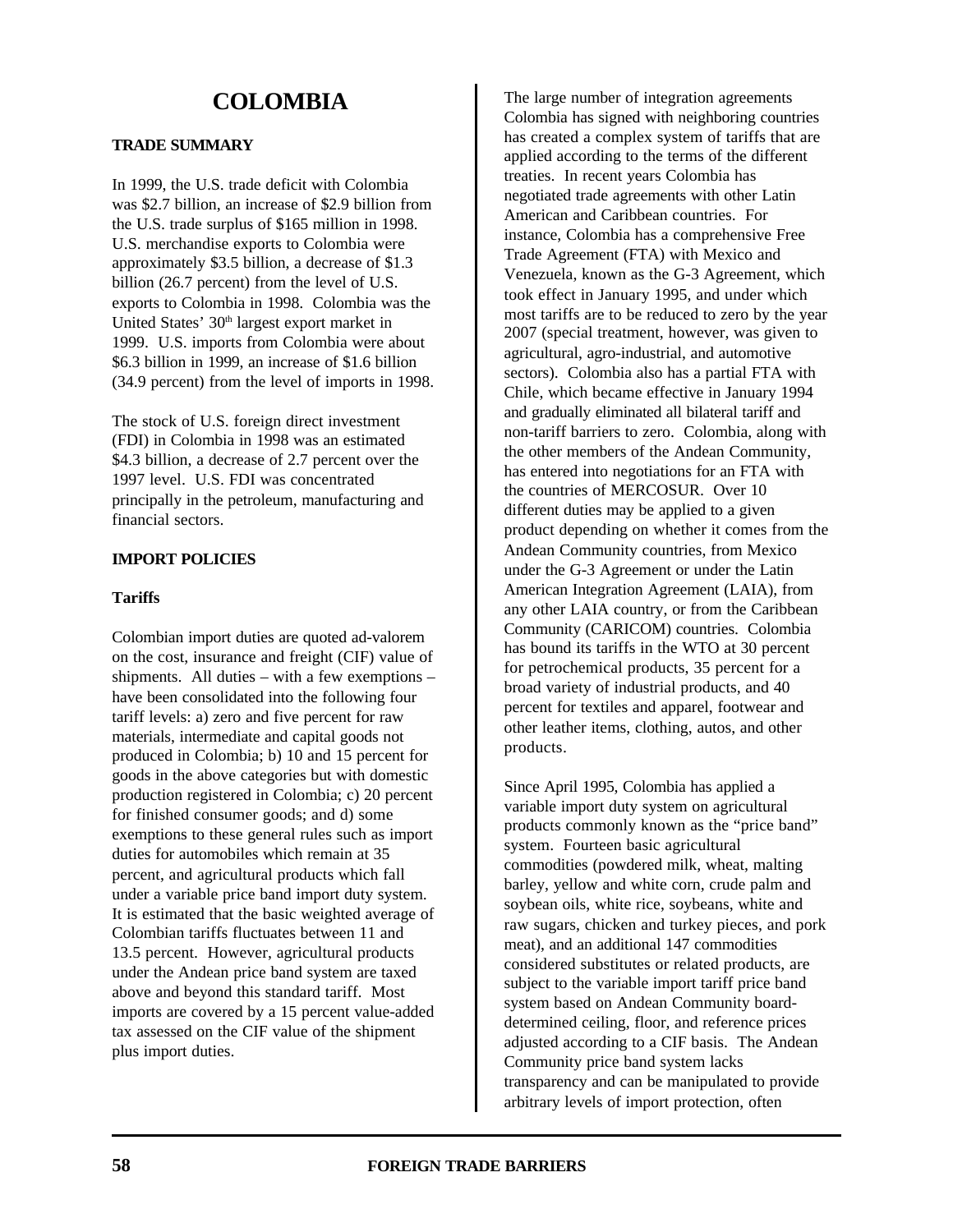# COLOMBIA

## TRADE SUMMARY

In 1999, the U.S. trade deficit with Colombia was $2.7 billion, an increase of $2.9 billion from the U.S. trade surplus of $165 million in 1998. U.S. merchandise exports to Colombia were approximately $3.5 billion, a decrease of $1.3 billion (26.7 percent) from the level of U.S. exports to Colombia in 1998. Colombia was the United States' 30th largest export market in 1999. U.S. imports from Colombia were about $6.3 billion in 1999, an increase of $1.6 billion (34.9 percent) from the level of imports in 1998.

The stock of U.S. foreign direct investment (FDI) in Colombia in 1998 was an estimated $4.3 billion, a decrease of 2.7 percent over the 1997 level. U.S. FDI was concentrated principally in the petroleum, manufacturing and financial sectors.

## IMPORT POLICIES

### Tariffs

Colombian import duties are quoted ad-valorem on the cost, insurance and freight (CIF) value of shipments. All duties – with a few exemptions – have been consolidated into the following four tariff levels: a) zero and five percent for raw materials, intermediate and capital goods not produced in Colombia; b) 10 and 15 percent for goods in the above categories but with domestic production registered in Colombia; c) 20 percent for finished consumer goods; and d) some exemptions to these general rules such as import duties for automobiles which remain at 35 percent, and agricultural products which fall under a variable price band import duty system. It is estimated that the basic weighted average of Colombian tariffs fluctuates between 11 and 13.5 percent. However, agricultural products under the Andean price band system are taxed above and beyond this standard tariff. Most imports are covered by a 15 percent value-added tax assessed on the CIF value of the shipment plus import duties.

The large number of integration agreements Colombia has signed with neighboring countries has created a complex system of tariffs that are applied according to the terms of the different treaties. In recent years Colombia has negotiated trade agreements with other Latin American and Caribbean countries. For instance, Colombia has a comprehensive Free Trade Agreement (FTA) with Mexico and Venezuela, known as the G-3 Agreement, which took effect in January 1995, and under which most tariffs are to be reduced to zero by the year 2007 (special treatment, however, was given to agricultural, agro-industrial, and automotive sectors). Colombia also has a partial FTA with Chile, which became effective in January 1994 and gradually eliminated all bilateral tariff and non-tariff barriers to zero. Colombia, along with the other members of the Andean Community, has entered into negotiations for an FTA with the countries of MERCOSUR. Over 10 different duties may be applied to a given product depending on whether it comes from the Andean Community countries, from Mexico under the G-3 Agreement or under the Latin American Integration Agreement (LAIA), from any other LAIA country, or from the Caribbean Community (CARICOM) countries. Colombia has bound its tariffs in the WTO at 30 percent for petrochemical products, 35 percent for a broad variety of industrial products, and 40 percent for textiles and apparel, footwear and other leather items, clothing, autos, and other products.

Since April 1995, Colombia has applied a variable import duty system on agricultural products commonly known as the "price band" system. Fourteen basic agricultural commodities (powdered milk, wheat, malting barley, yellow and white corn, crude palm and soybean oils, white rice, soybeans, white and raw sugars, chicken and turkey pieces, and pork meat), and an additional 147 commodities considered substitutes or related products, are subject to the variable import tariff price band system based on Andean Community board-determined ceiling, floor, and reference prices adjusted according to a CIF basis. The Andean Community price band system lacks transparency and can be manipulated to provide arbitrary levels of import protection, often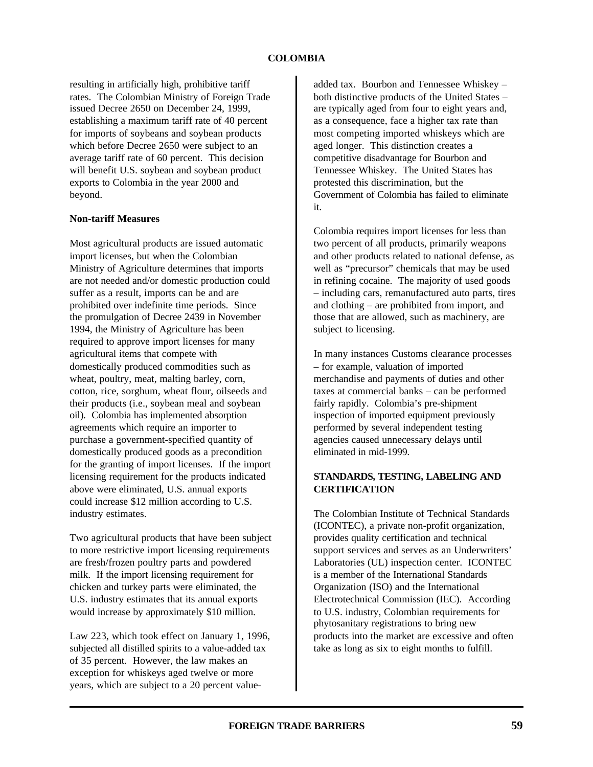resulting in artificially high, prohibitive tariff rates. The Colombian Ministry of Foreign Trade issued Decree 2650 on December 24, 1999, establishing a maximum tariff rate of 40 percent for imports of soybeans and soybean products which before Decree 2650 were subject to an average tariff rate of 60 percent. This decision will benefit U.S. soybean and soybean product exports to Colombia in the year 2000 and beyond.

**Non-tariff Measures**

Most agricultural products are issued automatic import licenses, but when the Colombian Ministry of Agriculture determines that imports are not needed and/or domestic production could suffer as a result, imports can be and are prohibited over indefinite time periods. Since the promulgation of Decree 2439 in November 1994, the Ministry of Agriculture has been required to approve import licenses for many agricultural items that compete with domestically produced commodities such as wheat, poultry, meat, malting barley, corn, cotton, rice, sorghum, wheat flour, oilseeds and their products (i.e., soybean meal and soybean oil). Colombia has implemented absorption agreements which require an importer to purchase a government-specified quantity of domestically produced goods as a precondition for the granting of import licenses. If the import licensing requirement for the products indicated above were eliminated, U.S. annual exports could increase $12 million according to U.S. industry estimates.

Two agricultural products that have been subject to more restrictive import licensing requirements are fresh/frozen poultry parts and powdered milk. If the import licensing requirement for chicken and turkey parts were eliminated, the U.S. industry estimates that its annual exports would increase by approximately $10 million.

Law 223, which took effect on January 1, 1996, subjected all distilled spirits to a value-added tax of 35 percent. However, the law makes an exception for whiskeys aged twelve or more years, which are subject to a 20 percent value-added tax. Bourbon and Tennessee Whiskey – both distinctive products of the United States – are typically aged from four to eight years and, as a consequence, face a higher tax rate than most competing imported whiskeys which are aged longer. This distinction creates a competitive disadvantage for Bourbon and Tennessee Whiskey. The United States has protested this discrimination, but the Government of Colombia has failed to eliminate it.

Colombia requires import licenses for less than two percent of all products, primarily weapons and other products related to national defense, as well as "precursor" chemicals that may be used in refining cocaine. The majority of used goods – including cars, remanufactured auto parts, tires and clothing – are prohibited from import, and those that are allowed, such as machinery, are subject to licensing.

In many instances Customs clearance processes – for example, valuation of imported merchandise and payments of duties and other taxes at commercial banks – can be performed fairly rapidly. Colombia's pre-shipment inspection of imported equipment previously performed by several independent testing agencies caused unnecessary delays until eliminated in mid-1999.

## STANDARDS, TESTING, LABELING AND CERTIFICATION

The Colombian Institute of Technical Standards (ICONTEC), a private non-profit organization, provides quality certification and technical support services and serves as an Underwriters' Laboratories (UL) inspection center. ICONTEC is a member of the International Standards Organization (ISO) and the International Electrotechnical Commission (IEC). According to U.S. industry, Colombian requirements for phytosanitary registrations to bring new products into the market are excessive and often take as long as six to eight months to fulfill.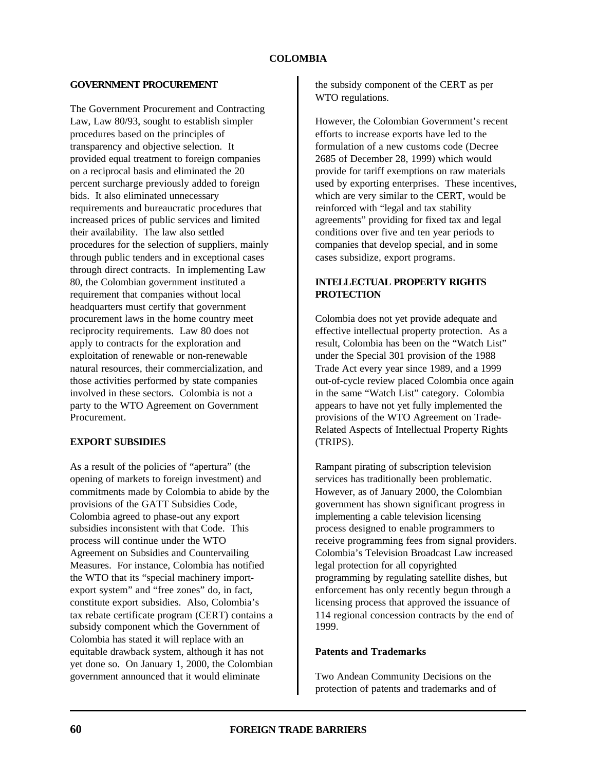## GOVERNMENT PROCUREMENT

The Government Procurement and Contracting Law, Law 80/93, sought to establish simpler procedures based on the principles of transparency and objective selection. It provided equal treatment to foreign companies on a reciprocal basis and eliminated the 20 percent surcharge previously added to foreign bids. It also eliminated unnecessary requirements and bureaucratic procedures that increased prices of public services and limited their availability. The law also settled procedures for the selection of suppliers, mainly through public tenders and in exceptional cases through direct contracts. In implementing Law 80, the Colombian government instituted a requirement that companies without local headquarters must certify that government procurement laws in the home country meet reciprocity requirements. Law 80 does not apply to contracts for the exploration and exploitation of renewable or non-renewable natural resources, their commercialization, and those activities performed by state companies involved in these sectors. Colombia is not a party to the WTO Agreement on Government Procurement.

## EXPORT SUBSIDIES

As a result of the policies of "apertura" (the opening of markets to foreign investment) and commitments made by Colombia to abide by the provisions of the GATT Subsidies Code, Colombia agreed to phase-out any export subsidies inconsistent with that Code. This process will continue under the WTO Agreement on Subsidies and Countervailing Measures. For instance, Colombia has notified the WTO that its "special machinery import-export system" and "free zones" do, in fact, constitute export subsidies. Also, Colombia's tax rebate certificate program (CERT) contains a subsidy component which the Government of Colombia has stated it will replace with an equitable drawback system, although it has not yet done so. On January 1, 2000, the Colombian government announced that it would eliminate the subsidy component of the CERT as per WTO regulations.

However, the Colombian Government's recent efforts to increase exports have led to the formulation of a new customs code (Decree 2685 of December 28, 1999) which would provide for tariff exemptions on raw materials used by exporting enterprises. These incentives, which are very similar to the CERT, would be reinforced with "legal and tax stability agreements" providing for fixed tax and legal conditions over five and ten year periods to companies that develop special, and in some cases subsidize, export programs.

## INTELLECTUAL PROPERTY RIGHTS PROTECTION

Colombia does not yet provide adequate and effective intellectual property protection. As a result, Colombia has been on the "Watch List" under the Special 301 provision of the 1988 Trade Act every year since 1989, and a 1999 out-of-cycle review placed Colombia once again in the same "Watch List" category. Colombia appears to have not yet fully implemented the provisions of the WTO Agreement on Trade-Related Aspects of Intellectual Property Rights (TRIPS).

Rampant pirating of subscription television services has traditionally been problematic. However, as of January 2000, the Colombian government has shown significant progress in implementing a cable television licensing process designed to enable programmers to receive programming fees from signal providers. Colombia's Television Broadcast Law increased legal protection for all copyrighted programming by regulating satellite dishes, but enforcement has only recently begun through a licensing process that approved the issuance of 114 regional concession contracts by the end of 1999.

### Patents and Trademarks

Two Andean Community Decisions on the protection of patents and trademarks and of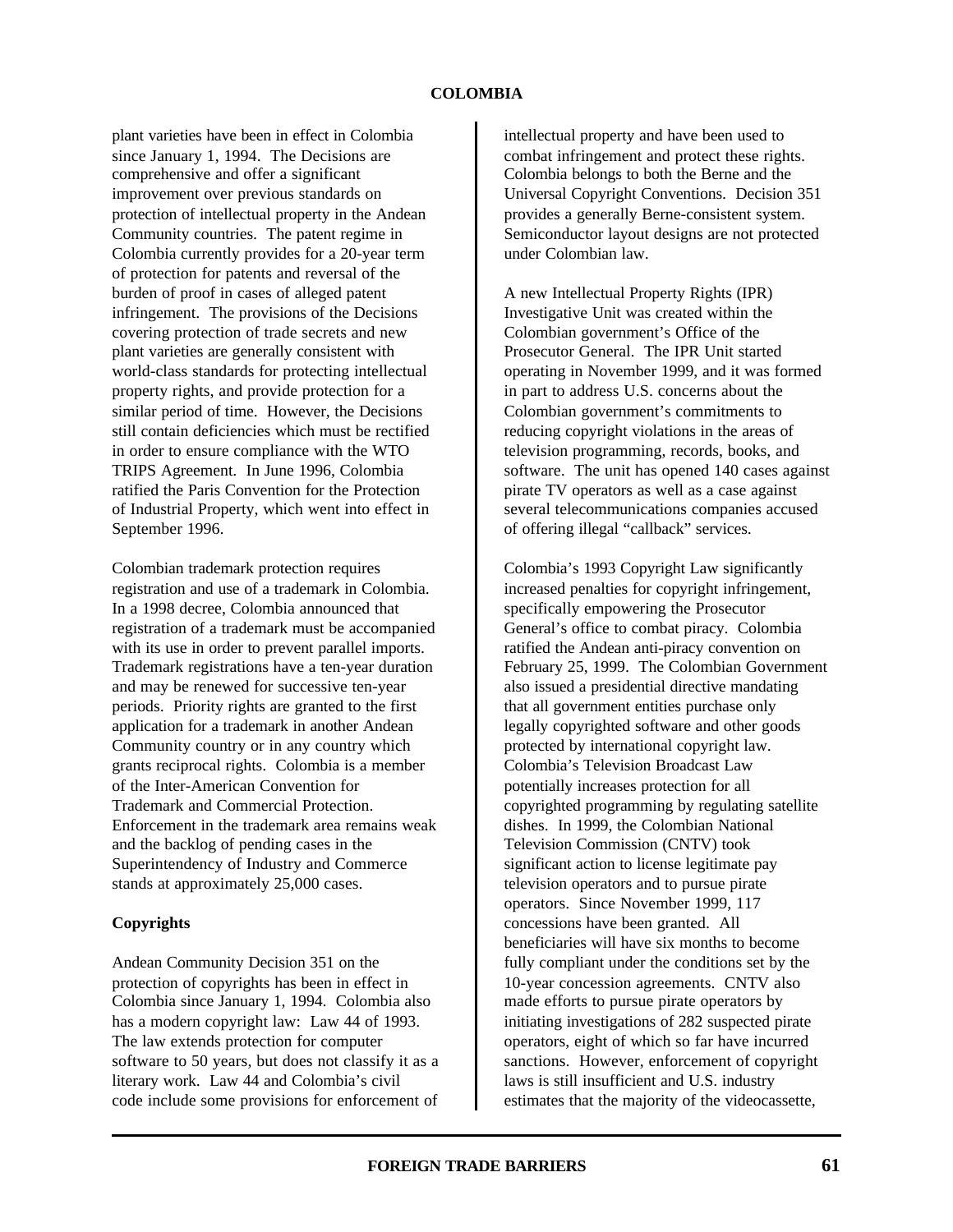plant varieties have been in effect in Colombia since January 1, 1994. The Decisions are comprehensive and offer a significant improvement over previous standards on protection of intellectual property in the Andean Community countries. The patent regime in Colombia currently provides for a 20-year term of protection for patents and reversal of the burden of proof in cases of alleged patent infringement. The provisions of the Decisions covering protection of trade secrets and new plant varieties are generally consistent with world-class standards for protecting intellectual property rights, and provide protection for a similar period of time. However, the Decisions still contain deficiencies which must be rectified in order to ensure compliance with the WTO TRIPS Agreement. In June 1996, Colombia ratified the Paris Convention for the Protection of Industrial Property, which went into effect in September 1996.

Colombian trademark protection requires registration and use of a trademark in Colombia. In a 1998 decree, Colombia announced that registration of a trademark must be accompanied with its use in order to prevent parallel imports. Trademark registrations have a ten-year duration and may be renewed for successive ten-year periods. Priority rights are granted to the first application for a trademark in another Andean Community country or in any country which grants reciprocal rights. Colombia is a member of the Inter-American Convention for Trademark and Commercial Protection. Enforcement in the trademark area remains weak and the backlog of pending cases in the Superintendency of Industry and Commerce stands at approximately 25,000 cases.

**Copyrights**

Andean Community Decision 351 on the protection of copyrights has been in effect in Colombia since January 1, 1994. Colombia also has a modern copyright law: Law 44 of 1993. The law extends protection for computer software to 50 years, but does not classify it as a literary work. Law 44 and Colombia's civil code include some provisions for enforcement of intellectual property and have been used to combat infringement and protect these rights. Colombia belongs to both the Berne and the Universal Copyright Conventions. Decision 351 provides a generally Berne-consistent system. Semiconductor layout designs are not protected under Colombian law.

A new Intellectual Property Rights (IPR) Investigative Unit was created within the Colombian government's Office of the Prosecutor General. The IPR Unit started operating in November 1999, and it was formed in part to address U.S. concerns about the Colombian government's commitments to reducing copyright violations in the areas of television programming, records, books, and software. The unit has opened 140 cases against pirate TV operators as well as a case against several telecommunications companies accused of offering illegal "callback" services.

Colombia's 1993 Copyright Law significantly increased penalties for copyright infringement, specifically empowering the Prosecutor General's office to combat piracy. Colombia ratified the Andean anti-piracy convention on February 25, 1999. The Colombian Government also issued a presidential directive mandating that all government entities purchase only legally copyrighted software and other goods protected by international copyright law. Colombia's Television Broadcast Law potentially increases protection for all copyrighted programming by regulating satellite dishes. In 1999, the Colombian National Television Commission (CNTV) took significant action to license legitimate pay television operators and to pursue pirate operators. Since November 1999, 117 concessions have been granted. All beneficiaries will have six months to become fully compliant under the conditions set by the 10-year concession agreements. CNTV also made efforts to pursue pirate operators by initiating investigations of 282 suspected pirate operators, eight of which so far have incurred sanctions. However, enforcement of copyright laws is still insufficient and U.S. industry estimates that the majority of the videocassette,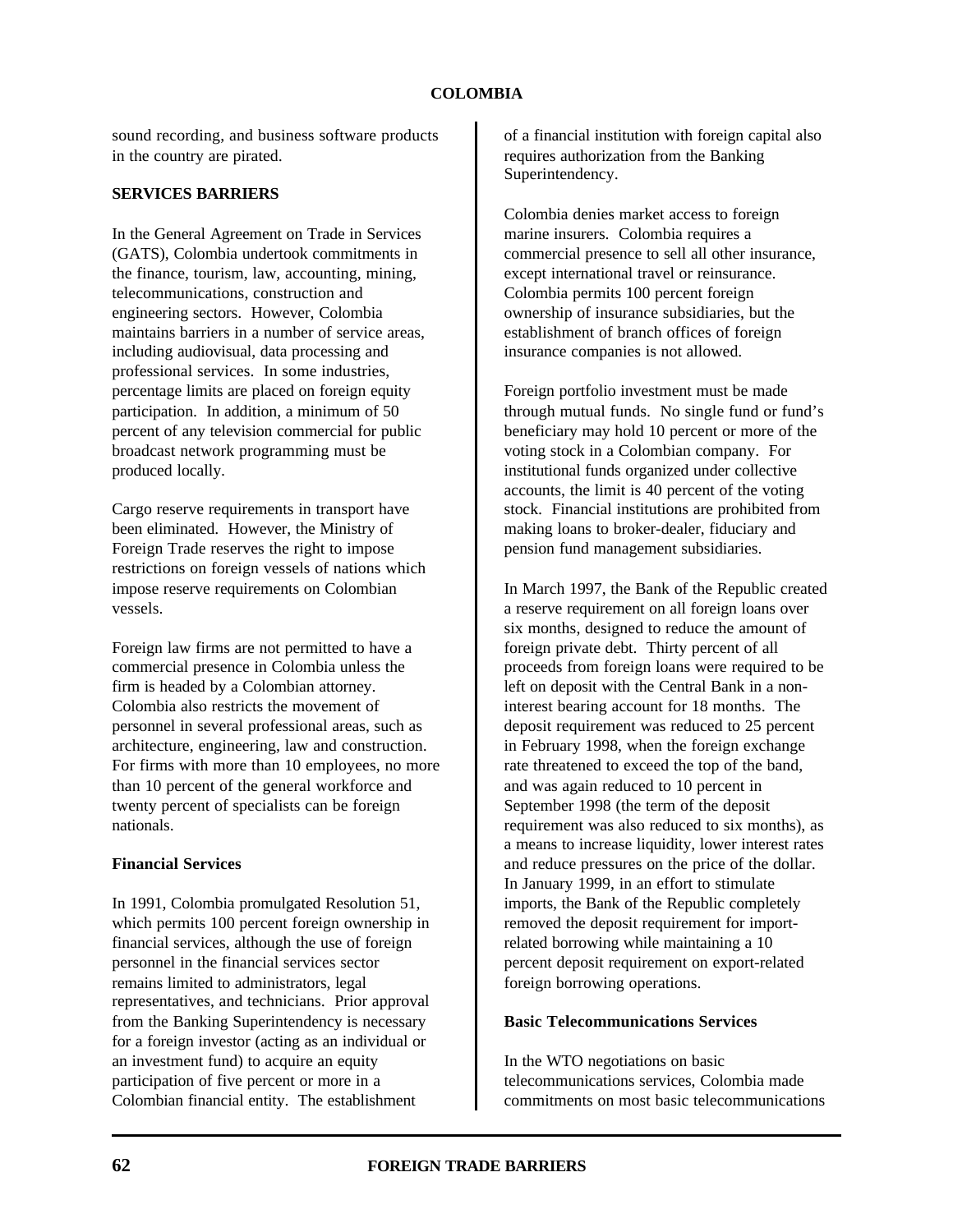sound recording, and business software products in the country are pirated.

**SERVICES BARRIERS**

In the General Agreement on Trade in Services (GATS), Colombia undertook commitments in the finance, tourism, law, accounting, mining, telecommunications, construction and engineering sectors. However, Colombia maintains barriers in a number of service areas, including audiovisual, data processing and professional services. In some industries, percentage limits are placed on foreign equity participation. In addition, a minimum of 50 percent of any television commercial for public broadcast network programming must be produced locally.

Cargo reserve requirements in transport have been eliminated. However, the Ministry of Foreign Trade reserves the right to impose restrictions on foreign vessels of nations which impose reserve requirements on Colombian vessels.

Foreign law firms are not permitted to have a commercial presence in Colombia unless the firm is headed by a Colombian attorney. Colombia also restricts the movement of personnel in several professional areas, such as architecture, engineering, law and construction. For firms with more than 10 employees, no more than 10 percent of the general workforce and twenty percent of specialists can be foreign nationals.

**Financial Services**

In 1991, Colombia promulgated Resolution 51, which permits 100 percent foreign ownership in financial services, although the use of foreign personnel in the financial services sector remains limited to administrators, legal representatives, and technicians. Prior approval from the Banking Superintendency is necessary for a foreign investor (acting as an individual or an investment fund) to acquire an equity participation of five percent or more in a Colombian financial entity. The establishment of a financial institution with foreign capital also requires authorization from the Banking Superintendency.

Colombia denies market access to foreign marine insurers. Colombia requires a commercial presence to sell all other insurance, except international travel or reinsurance. Colombia permits 100 percent foreign ownership of insurance subsidiaries, but the establishment of branch offices of foreign insurance companies is not allowed.

Foreign portfolio investment must be made through mutual funds. No single fund or fund's beneficiary may hold 10 percent or more of the voting stock in a Colombian company. For institutional funds organized under collective accounts, the limit is 40 percent of the voting stock. Financial institutions are prohibited from making loans to broker-dealer, fiduciary and pension fund management subsidiaries.

In March 1997, the Bank of the Republic created a reserve requirement on all foreign loans over six months, designed to reduce the amount of foreign private debt. Thirty percent of all proceeds from foreign loans were required to be left on deposit with the Central Bank in a non-interest bearing account for 18 months. The deposit requirement was reduced to 25 percent in February 1998, when the foreign exchange rate threatened to exceed the top of the band, and was again reduced to 10 percent in September 1998 (the term of the deposit requirement was also reduced to six months), as a means to increase liquidity, lower interest rates and reduce pressures on the price of the dollar. In January 1999, in an effort to stimulate imports, the Bank of the Republic completely removed the deposit requirement for import-related borrowing while maintaining a 10 percent deposit requirement on export-related foreign borrowing operations.

**Basic Telecommunications Services**

In the WTO negotiations on basic telecommunications services, Colombia made commitments on most basic telecommunications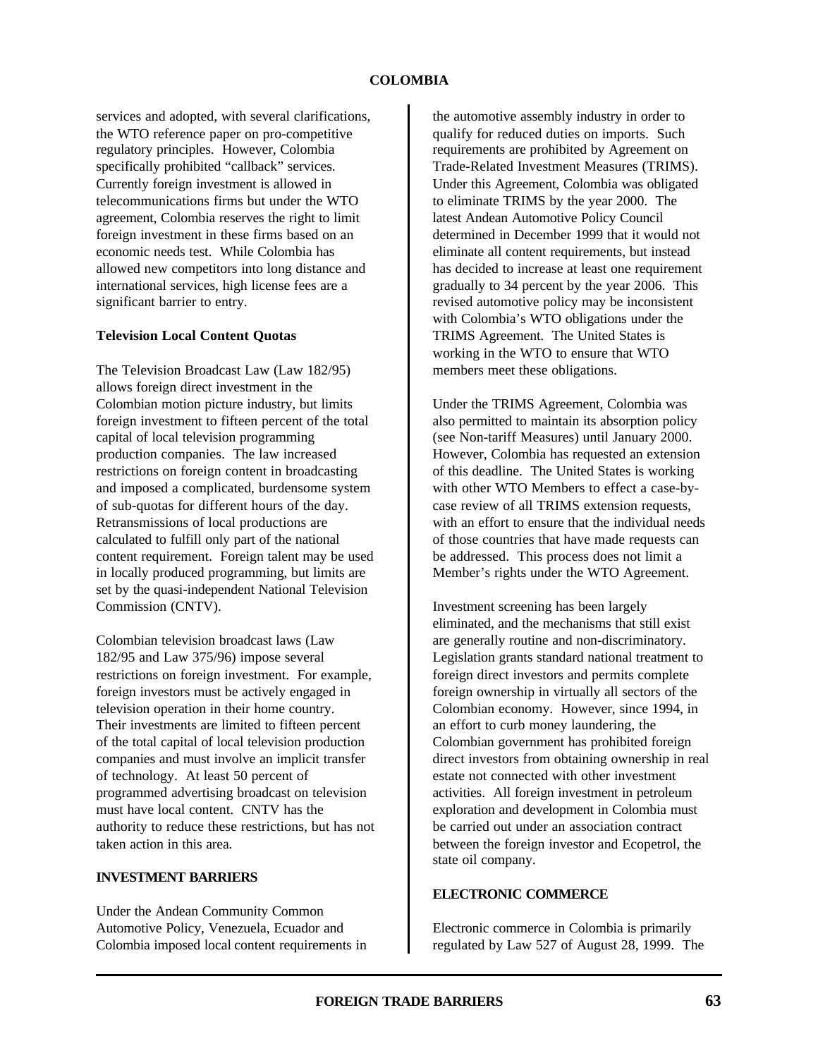services and adopted, with several clarifications, the WTO reference paper on pro-competitive regulatory principles. However, Colombia specifically prohibited "callback" services. Currently foreign investment is allowed in telecommunications firms but under the WTO agreement, Colombia reserves the right to limit foreign investment in these firms based on an economic needs test. While Colombia has allowed new competitors into long distance and international services, high license fees are a significant barrier to entry.

**Television Local Content Quotas**

The Television Broadcast Law (Law 182/95) allows foreign direct investment in the Colombian motion picture industry, but limits foreign investment to fifteen percent of the total capital of local television programming production companies. The law increased restrictions on foreign content in broadcasting and imposed a complicated, burdensome system of sub-quotas for different hours of the day. Retransmissions of local productions are calculated to fulfill only part of the national content requirement. Foreign talent may be used in locally produced programming, but limits are set by the quasi-independent National Television Commission (CNTV).

Colombian television broadcast laws (Law 182/95 and Law 375/96) impose several restrictions on foreign investment. For example, foreign investors must be actively engaged in television operation in their home country. Their investments are limited to fifteen percent of the total capital of local television production companies and must involve an implicit transfer of technology. At least 50 percent of programmed advertising broadcast on television must have local content. CNTV has the authority to reduce these restrictions, but has not taken action in this area.

**INVESTMENT BARRIERS**

Under the Andean Community Common Automotive Policy, Venezuela, Ecuador and Colombia imposed local content requirements in the automotive assembly industry in order to qualify for reduced duties on imports. Such requirements are prohibited by Agreement on Trade-Related Investment Measures (TRIMS). Under this Agreement, Colombia was obligated to eliminate TRIMS by the year 2000. The latest Andean Automotive Policy Council determined in December 1999 that it would not eliminate all content requirements, but instead has decided to increase at least one requirement gradually to 34 percent by the year 2006. This revised automotive policy may be inconsistent with Colombia's WTO obligations under the TRIMS Agreement. The United States is working in the WTO to ensure that WTO members meet these obligations.

Under the TRIMS Agreement, Colombia was also permitted to maintain its absorption policy (see Non-tariff Measures) until January 2000. However, Colombia has requested an extension of this deadline. The United States is working with other WTO Members to effect a case-by-case review of all TRIMS extension requests, with an effort to ensure that the individual needs of those countries that have made requests can be addressed. This process does not limit a Member's rights under the WTO Agreement.

Investment screening has been largely eliminated, and the mechanisms that still exist are generally routine and non-discriminatory. Legislation grants standard national treatment to foreign direct investors and permits complete foreign ownership in virtually all sectors of the Colombian economy. However, since 1994, in an effort to curb money laundering, the Colombian government has prohibited foreign direct investors from obtaining ownership in real estate not connected with other investment activities. All foreign investment in petroleum exploration and development in Colombia must be carried out under an association contract between the foreign investor and Ecopetrol, the state oil company.

**ELECTRONIC COMMERCE**

Electronic commerce in Colombia is primarily regulated by Law 527 of August 28, 1999. The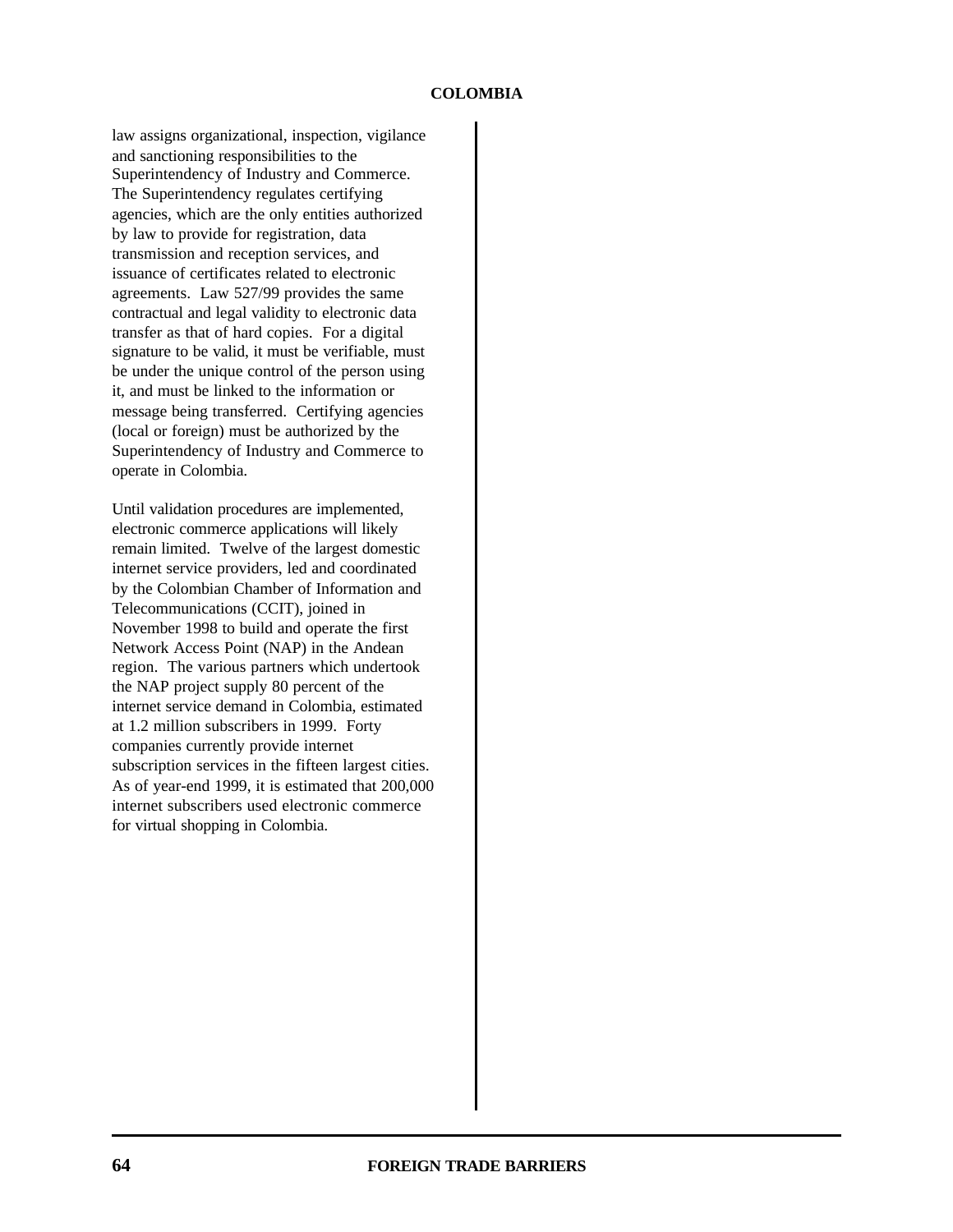law assigns organizational, inspection, vigilance and sanctioning responsibilities to the Superintendency of Industry and Commerce. The Superintendency regulates certifying agencies, which are the only entities authorized by law to provide for registration, data transmission and reception services, and issuance of certificates related to electronic agreements. Law 527/99 provides the same contractual and legal validity to electronic data transfer as that of hard copies. For a digital signature to be valid, it must be verifiable, must be under the unique control of the person using it, and must be linked to the information or message being transferred. Certifying agencies (local or foreign) must be authorized by the Superintendency of Industry and Commerce to operate in Colombia.

Until validation procedures are implemented, electronic commerce applications will likely remain limited. Twelve of the largest domestic internet service providers, led and coordinated by the Colombian Chamber of Information and Telecommunications (CCIT), joined in November 1998 to build and operate the first Network Access Point (NAP) in the Andean region. The various partners which undertook the NAP project supply 80 percent of the internet service demand in Colombia, estimated at 1.2 million subscribers in 1999. Forty companies currently provide internet subscription services in the fifteen largest cities. As of year-end 1999, it is estimated that 200,000 internet subscribers used electronic commerce for virtual shopping in Colombia.